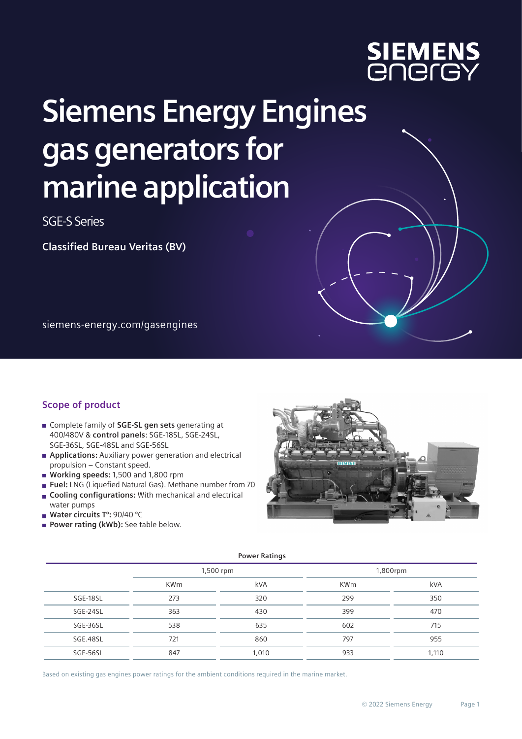# Siemens Energy Engines gas generators for marine application

SGE-S Series

**Classified Bureau Veritas (BV)**

siemens-energy.com/gasengines

## Scope of product

- Complete family of **SGE-SL gen sets** generating at 400/480V & **control panels**: SGE-18SL, SGE-24SL, SGE-36SL, SGE-48SL and SGE-56SL
- **Applications:** Auxiliary power generation and electrical propulsion – Constant speed.
- **Working speeds:** 1,500 and 1,800 rpm
- **Fuel:** LNG (Liquefied Natural Gas). Methane number from 70
- **Cooling configurations:** With mechanical and electrical water pumps
- **Water circuits T°:** 90/40 °C
- **Power rating (kWb):** See table below.

**Power Ratings**

| | 1,500 rpm | | 1,800rpm | |
|---|---|---|---|---|
| | KWm | kVA | KWm | kVA |
| SGE-18SL | 273 | 320 | 299 | 350 |
| SGE-24SL | 363 | 430 | 399 | 470 |
| SGE-36SL | 538 | 635 | 602 | 715 |
| SGE.48SL | 721 | 860 | 797 | 955 |
| SGE-56SL | 847 | 1,010 | 933 | 1,110 |

Based on existing gas engines power ratings for the ambient conditions required in the marine market.

© 2022 Siemens Energy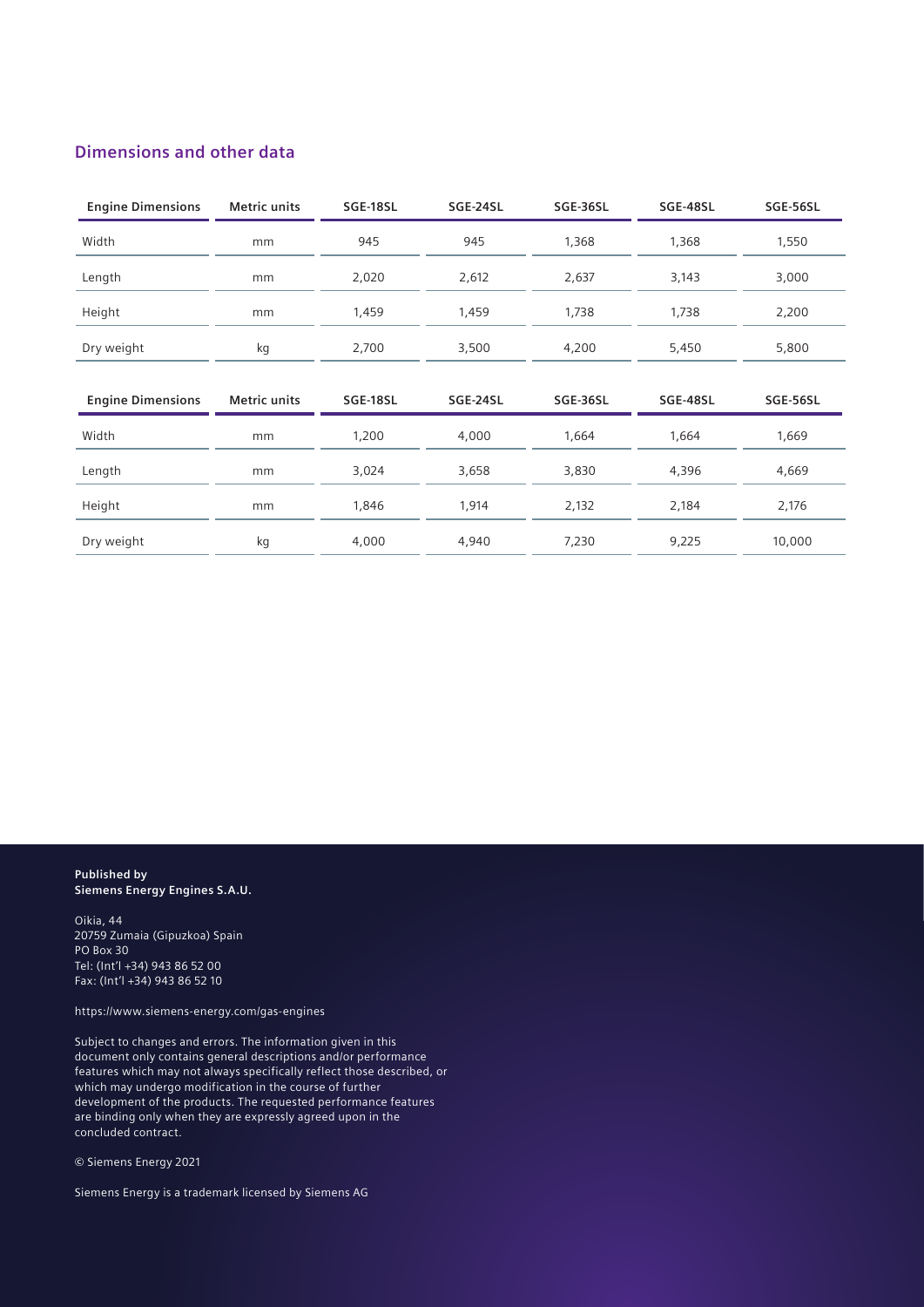## Dimensions and other data

| Engine Dimensions | Metric units | SGE-18SL | SGE-24SL | SGE-36SL | SGE-48SL | SGE-56SL |
|---|---|---|---|---|---|---|
| Width | mm | 945 | 945 | 1,368 | 1,368 | 1,550 |
| Length | mm | 2,020 | 2,612 | 2,637 | 3,143 | 3,000 |
| Height | mm | 1,459 | 1,459 | 1,738 | 1,738 | 2,200 |
| Dry weight | kg | 2,700 | 3,500 | 4,200 | 5,450 | 5,800 |

| Engine Dimensions | Metric units | SGE-18SL | SGE-24SL | SGE-36SL | SGE-48SL | SGE-56SL |
|---|---|---|---|---|---|---|
| Width | mm | 1,200 | 4,000 | 1,664 | 1,664 | 1,669 |
| Length | mm | 3,024 | 3,658 | 3,830 | 4,396 | 4,669 |
| Height | mm | 1,846 | 1,914 | 2,132 | 2,184 | 2,176 |
| Dry weight | kg | 4,000 | 4,940 | 7,230 | 9,225 | 10,000 |

**Published by**
**Siemens Energy Engines S.A.U.**

Oikia, 44
20759 Zumaia (Gipuzkoa) Spain
PO Box 30
Tel: (Int'l +34) 943 86 52 00
Fax: (Int'l +34) 943 86 52 10

https://www.siemens-energy.com/gas-engines

Subject to changes and errors. The information given in this document only contains general descriptions and/or performance features which may not always specifically reflect those described, or which may undergo modification in the course of further development of the products. The requested performance features are binding only when they are expressly agreed upon in the concluded contract.

© Siemens Energy 2021

Siemens Energy is a trademark licensed by Siemens AG